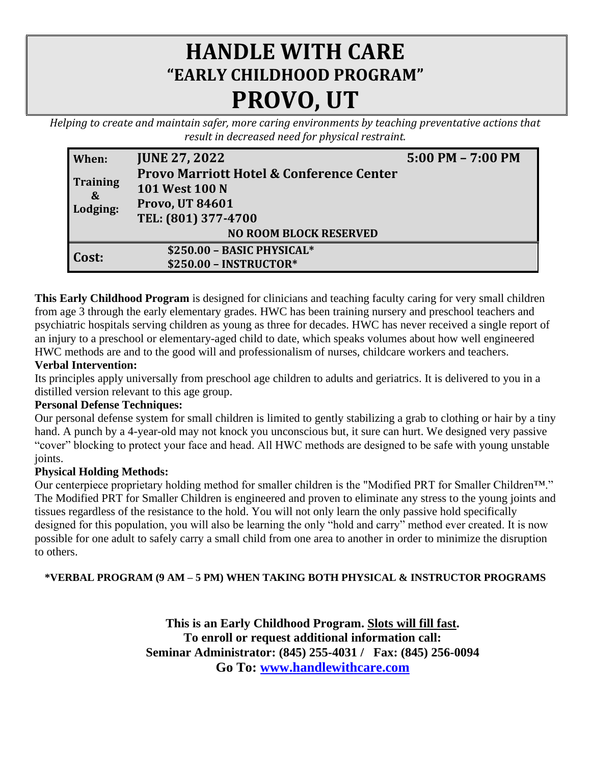# HANDLE WITH CARE

## "EARLY CHILDHOOD PROGRAM"

# PROVO, UT

*Helping to create and maintain safer, more caring environments by teaching preventative actions that result in decreased need for physical restraint.*

| | | |
|---|---|---|
| **When:** | **JUNE 27, 2022** | **5:00 PM – 7:00 PM** |
| **Training & Lodging:** | **Provo Marriott Hotel & Conference Center**<br>**101 West 100 N**<br>**Provo, UT 84601**<br>**TEL: (801) 377-4700**<br>**NO ROOM BLOCK RESERVED** | |
| **Cost:** | **$250.00 – BASIC PHYSICAL***<br>**$250.00 – INSTRUCTOR*** | |

**This Early Childhood Program** is designed for clinicians and teaching faculty caring for very small children from age 3 through the early elementary grades. HWC has been training nursery and preschool teachers and psychiatric hospitals serving children as young as three for decades. HWC has never received a single report of an injury to a preschool or elementary-aged child to date, which speaks volumes about how well engineered HWC methods are and to the good will and professionalism of nurses, childcare workers and teachers.

**Verbal Intervention:**

Its principles apply universally from preschool age children to adults and geriatrics. It is delivered to you in a distilled version relevant to this age group.

**Personal Defense Techniques:**

Our personal defense system for small children is limited to gently stabilizing a grab to clothing or hair by a tiny hand. A punch by a 4-year-old may not knock you unconscious but, it sure can hurt. We designed very passive "cover" blocking to protect your face and head. All HWC methods are designed to be safe with young unstable joints.

**Physical Holding Methods:**

Our centerpiece proprietary holding method for smaller children is the "Modified PRT for Smaller Children™." The Modified PRT for Smaller Children is engineered and proven to eliminate any stress to the young joints and tissues regardless of the resistance to the hold. You will not only learn the only passive hold specifically designed for this population, you will also be learning the only "hold and carry" method ever created. It is now possible for one adult to safely carry a small child from one area to another in order to minimize the disruption to others.

**\*VERBAL PROGRAM (9 AM – 5 PM) WHEN TAKING BOTH PHYSICAL & INSTRUCTOR PROGRAMS**

**This is an Early Childhood Program. Slots will fill fast.**
**To enroll or request additional information call:**
**Seminar Administrator: (845) 255-4031 / Fax: (845) 256-0094**
**Go To: [www.handlewithcare.com](http://www.handlewithcare.com)**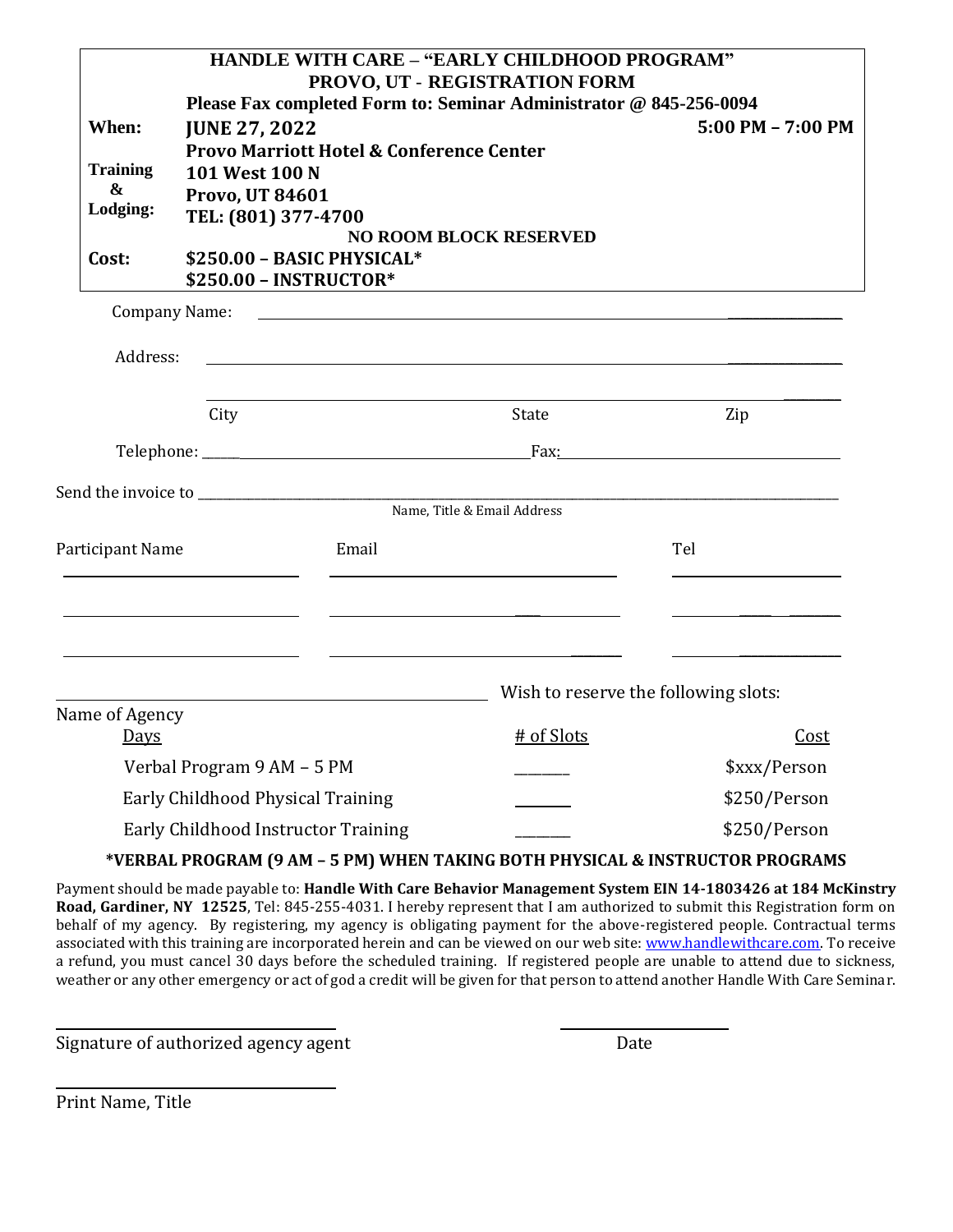# HANDLE WITH CARE – "EARLY CHILDHOOD PROGRAM"
## PROVO, UT - REGISTRATION FORM

**Please Fax completed Form to: Seminar Administrator @ 845-256-0094**

**When:** **JUNE 27, 2022** **5:00 PM – 7:00 PM**

**Training & Lodging:** **Provo Marriott Hotel & Conference Center**
**101 West 100 N**
**Provo, UT 84601**
**TEL: (801) 377-4700**

**NO ROOM BLOCK RESERVED**

**Cost:** **$250.00 – BASIC PHYSICAL***
**$250.00 – INSTRUCTOR***

Company Name: ______________________________________________

Address: ______________________________________________

______________________________________________

City State Zip

Telephone: ____________________ Fax: ____________________

Send the invoice to ______________________________________________
Name, Title & Email Address

| Participant Name | Email | Tel |
|---|---|---|
| | | |
| | | |
| | | |

______________________________ Wish to reserve the following slots:

Name of Agency

| Days | # of Slots | Cost |
|---|---|---|
| Verbal Program 9 AM – 5 PM | ______ | $xxx/Person |
| Early Childhood Physical Training | ______ | $250/Person |
| Early Childhood Instructor Training | ______ | $250/Person |

***VERBAL PROGRAM (9 AM – 5 PM) WHEN TAKING BOTH PHYSICAL & INSTRUCTOR PROGRAMS**

Payment should be made payable to: **Handle With Care Behavior Management System EIN 14-1803426 at 184 McKinstry Road, Gardiner, NY 12525**, Tel: 845-255-4031. I hereby represent that I am authorized to submit this Registration form on behalf of my agency. By registering, my agency is obligating payment for the above-registered people. Contractual terms associated with this training are incorporated herein and can be viewed on our web site: www.handlewithcare.com. To receive a refund, you must cancel 30 days before the scheduled training. If registered people are unable to attend due to sickness, weather or any other emergency or act of god a credit will be given for that person to attend another Handle With Care Seminar.

______________________________ ____________________
Signature of authorized agency agent Date

______________________________
Print Name, Title